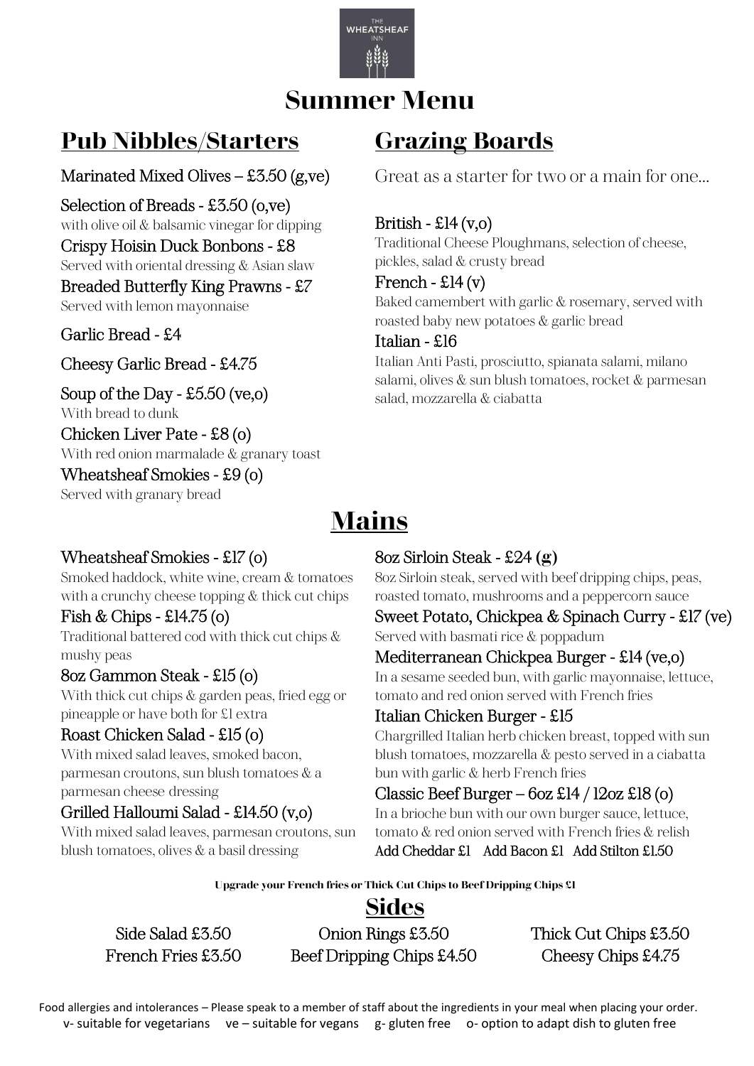THE WHEATSHEAF INN

# Summer Menu

## Pub Nibbles/Starters

Marinated Mixed Olives – £3.50 (g,ve)

Selection of Breads - £3.50 (o,ve)
with olive oil & balsamic vinegar for dipping

Crispy Hoisin Duck Bonbons - £8
Served with oriental dressing & Asian slaw

Breaded Butterfly King Prawns - £7
Served with lemon mayonnaise

Garlic Bread - £4

Cheesy Garlic Bread - £4.75

Soup of the Day - £5.50 (ve,o)
With bread to dunk

Chicken Liver Pate - £8 (o)
With red onion marmalade & granary toast

Wheatsheaf Smokies - £9 (o)
Served with granary bread

## Grazing Boards

Great as a starter for two or a main for one...

British - £14 (v,o)
Traditional Cheese Ploughmans, selection of cheese, pickles, salad & crusty bread

French - £14 (v)
Baked camembert with garlic & rosemary, served with roasted baby new potatoes & garlic bread

Italian - £16
Italian Anti Pasti, prosciutto, spianata salami, milano salami, olives & sun blush tomatoes, rocket & parmesan salad, mozzarella & ciabatta

## Mains

Wheatsheaf Smokies - £17 (o)
Smoked haddock, white wine, cream & tomatoes with a crunchy cheese topping & thick cut chips

Fish & Chips - £14.75 (o)
Traditional battered cod with thick cut chips & mushy peas

8oz Gammon Steak - £15 (o)
With thick cut chips & garden peas, fried egg or pineapple or have both for £1 extra

Roast Chicken Salad - £15 (o)
With mixed salad leaves, smoked bacon, parmesan croutons, sun blush tomatoes & a parmesan cheese dressing

Grilled Halloumi Salad - £14.50 (v,o)
With mixed salad leaves, parmesan croutons, sun blush tomatoes, olives & a basil dressing

8oz Sirloin Steak - £24 (g)
8oz Sirloin steak, served with beef dripping chips, peas, roasted tomato, mushrooms and a peppercorn sauce

Sweet Potato, Chickpea & Spinach Curry - £17 (ve)
Served with basmati rice & poppadum

Mediterranean Chickpea Burger - £14 (ve,o)
In a sesame seeded bun, with garlic mayonnaise, lettuce, tomato and red onion served with French fries

Italian Chicken Burger - £15
Chargrilled Italian herb chicken breast, topped with sun blush tomatoes, mozzarella & pesto served in a ciabatta bun with garlic & herb French fries

Classic Beef Burger – 6oz £14 / 12oz £18 (o)
In a brioche bun with our own burger sauce, lettuce, tomato & red onion served with French fries & relish
Add Cheddar £1 Add Bacon £1 Add Stilton £1.50

**Upgrade your French fries or Thick Cut Chips to Beef Dripping Chips £1**

## Sides

Side Salad £3.50
French Fries £3.50
Onion Rings £3.50
Beef Dripping Chips £4.50
Thick Cut Chips £3.50
Cheesy Chips £4.75

Food allergies and intolerances – Please speak to a member of staff about the ingredients in your meal when placing your order.
v- suitable for vegetarians ve – suitable for vegans g- gluten free o- option to adapt dish to gluten free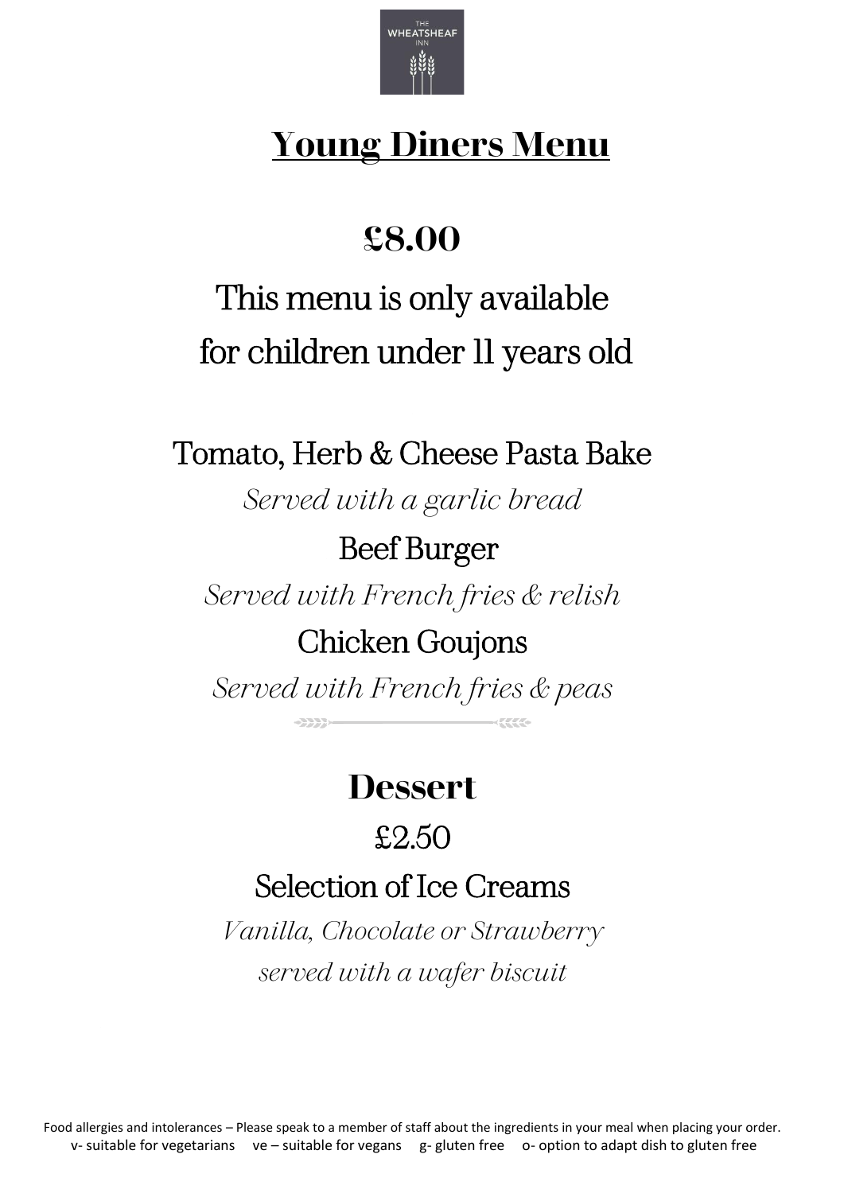# Young Diners Menu

## £8.00

This menu is only available for children under 11 years old

Tomato, Herb & Cheese Pasta Bake

*Served with a garlic bread*

Beef Burger

*Served with French fries & relish*

Chicken Goujons

*Served with French fries & peas*

## Dessert

£2.50

Selection of Ice Creams

*Vanilla, Chocolate or Strawberry served with a wafer biscuit*

Food allergies and intolerances – Please speak to a member of staff about the ingredients in your meal when placing your order.
v- suitable for vegetarians   ve – suitable for vegans   g- gluten free   o- option to adapt dish to gluten free